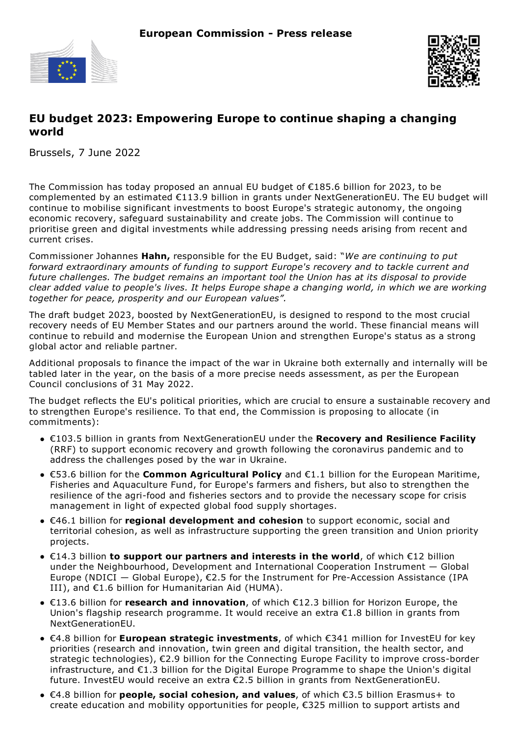**European Commission - Press release**

# EU budget 2023: Empowering Europe to continue shaping a changing world

Brussels, 7 June 2022

The Commission has today proposed an annual EU budget of €185.6 billion for 2023, to be complemented by an estimated €113.9 billion in grants under NextGenerationEU. The EU budget will continue to mobilise significant investments to boost Europe's strategic autonomy, the ongoing economic recovery, safeguard sustainability and create jobs. The Commission will continue to prioritise green and digital investments while addressing pressing needs arising from recent and current crises.

Commissioner Johannes **Hahn,** responsible for the EU Budget, said: "*We are continuing to put forward extraordinary amounts of funding to support Europe's recovery and to tackle current and future challenges. The budget remains an important tool the Union has at its disposal to provide clear added value to people's lives. It helps Europe shape a changing world, in which we are working together for peace, prosperity and our European values"*.

The draft budget 2023, boosted by NextGenerationEU, is designed to respond to the most crucial recovery needs of EU Member States and our partners around the world. These financial means will continue to rebuild and modernise the European Union and strengthen Europe's status as a strong global actor and reliable partner.

Additional proposals to finance the impact of the war in Ukraine both externally and internally will be tabled later in the year, on the basis of a more precise needs assessment, as per the European Council conclusions of 31 May 2022.

The budget reflects the EU's political priorities, which are crucial to ensure a sustainable recovery and to strengthen Europe's resilience. To that end, the Commission is proposing to allocate (in commitments):

- €103.5 billion in grants from NextGenerationEU under the **Recovery and Resilience Facility** (RRF) to support economic recovery and growth following the coronavirus pandemic and to address the challenges posed by the war in Ukraine.
- €53.6 billion for the **Common Agricultural Policy** and €1.1 billion for the European Maritime, Fisheries and Aquaculture Fund, for Europe's farmers and fishers, but also to strengthen the resilience of the agri-food and fisheries sectors and to provide the necessary scope for crisis management in light of expected global food supply shortages.
- €46.1 billion for **regional development and cohesion** to support economic, social and territorial cohesion, as well as infrastructure supporting the green transition and Union priority projects.
- €14.3 billion **to support our partners and interests in the world**, of which €12 billion under the Neighbourhood, Development and International Cooperation Instrument — Global Europe (NDICI — Global Europe), €2.5 for the Instrument for Pre-Accession Assistance (IPA III), and €1.6 billion for Humanitarian Aid (HUMA).
- €13.6 billion for **research and innovation**, of which €12.3 billion for Horizon Europe, the Union's flagship research programme. It would receive an extra €1.8 billion in grants from NextGenerationEU.
- €4.8 billion for **European strategic investments**, of which €341 million for InvestEU for key priorities (research and innovation, twin green and digital transition, the health sector, and strategic technologies), €2.9 billion for the Connecting Europe Facility to improve cross-border infrastructure, and €1.3 billion for the Digital Europe Programme to shape the Union's digital future. InvestEU would receive an extra €2.5 billion in grants from NextGenerationEU.
- €4.8 billion for **people, social cohesion, and values**, of which €3.5 billion Erasmus+ to create education and mobility opportunities for people, €325 million to support artists and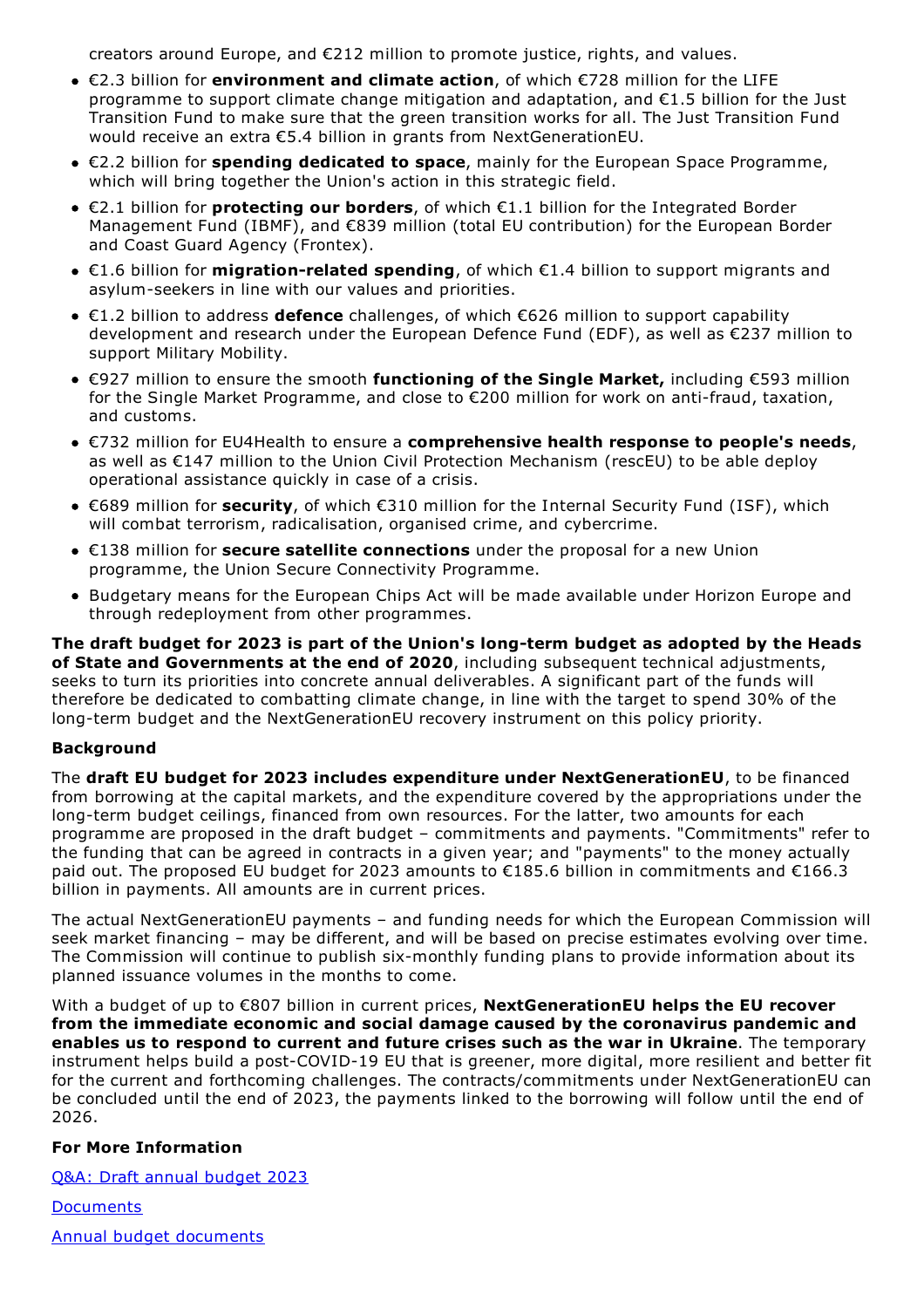creators around Europe, and €212 million to promote justice, rights, and values.

- €2.3 billion for **environment and climate action**, of which €728 million for the LIFE programme to support climate change mitigation and adaptation, and €1.5 billion for the Just Transition Fund to make sure that the green transition works for all. The Just Transition Fund would receive an extra €5.4 billion in grants from NextGenerationEU.
- €2.2 billion for **spending dedicated to space**, mainly for the European Space Programme, which will bring together the Union's action in this strategic field.
- €2.1 billion for **protecting our borders**, of which €1.1 billion for the Integrated Border Management Fund (IBMF), and €839 million (total EU contribution) for the European Border and Coast Guard Agency (Frontex).
- €1.6 billion for **migration-related spending**, of which €1.4 billion to support migrants and asylum-seekers in line with our values and priorities.
- €1.2 billion to address **defence** challenges, of which €626 million to support capability development and research under the European Defence Fund (EDF), as well as €237 million to support Military Mobility.
- €927 million to ensure the smooth **functioning of the Single Market,** including €593 million for the Single Market Programme, and close to €200 million for work on anti-fraud, taxation, and customs.
- €732 million for EU4Health to ensure a **comprehensive health response to people's needs**, as well as €147 million to the Union Civil Protection Mechanism (rescEU) to be able deploy operational assistance quickly in case of a crisis.
- €689 million for **security**, of which €310 million for the Internal Security Fund (ISF), which will combat terrorism, radicalisation, organised crime, and cybercrime.
- €138 million for **secure satellite connections** under the proposal for a new Union programme, the Union Secure Connectivity Programme.
- Budgetary means for the European Chips Act will be made available under Horizon Europe and through redeployment from other programmes.

**The draft budget for 2023 is part of the Union's long-term budget as adopted by the Heads of State and Governments at the end of 2020**, including subsequent technical adjustments, seeks to turn its priorities into concrete annual deliverables. A significant part of the funds will therefore be dedicated to combatting climate change, in line with the target to spend 30% of the long-term budget and the NextGenerationEU recovery instrument on this policy priority.

**Background**

The **draft EU budget for 2023 includes expenditure under NextGenerationEU**, to be financed from borrowing at the capital markets, and the expenditure covered by the appropriations under the long-term budget ceilings, financed from own resources. For the latter, two amounts for each programme are proposed in the draft budget – commitments and payments. "Commitments" refer to the funding that can be agreed in contracts in a given year; and "payments" to the money actually paid out. The proposed EU budget for 2023 amounts to €185.6 billion in commitments and €166.3 billion in payments. All amounts are in current prices.

The actual NextGenerationEU payments – and funding needs for which the European Commission will seek market financing – may be different, and will be based on precise estimates evolving over time. The Commission will continue to publish six-monthly funding plans to provide information about its planned issuance volumes in the months to come.

With a budget of up to €807 billion in current prices, **NextGenerationEU helps the EU recover from the immediate economic and social damage caused by the coronavirus pandemic and enables us to respond to current and future crises such as the war in Ukraine**. The temporary instrument helps build a post-COVID-19 EU that is greener, more digital, more resilient and better fit for the current and forthcoming challenges. The contracts/commitments under NextGenerationEU can be concluded until the end of 2023, the payments linked to the borrowing will follow until the end of 2026.

**For More Information**

Q&A: Draft annual budget 2023

Documents

Annual budget documents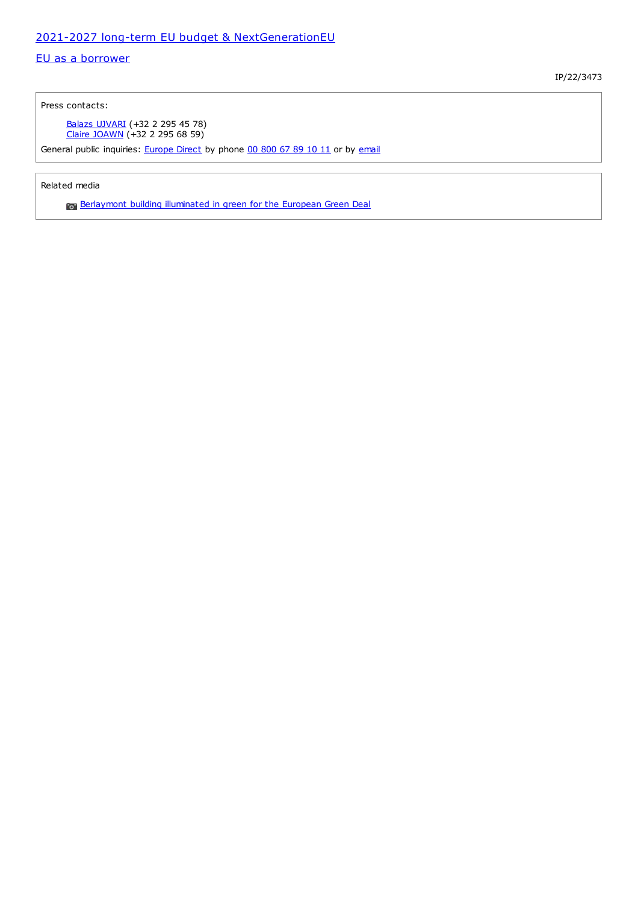[2021-2027 long-term EU budget & NextGenerationEU](#)

[EU as a borrower](#)

IP/22/3473

Press contacts:

- Balazs UJVARI (+32 2 295 45 78)
- Claire JOAWN (+32 2 295 68 59)

General public inquiries: Europe Direct by phone 00 800 67 89 10 11 or by email

Related media

- Berlaymont building illuminated in green for the European Green Deal